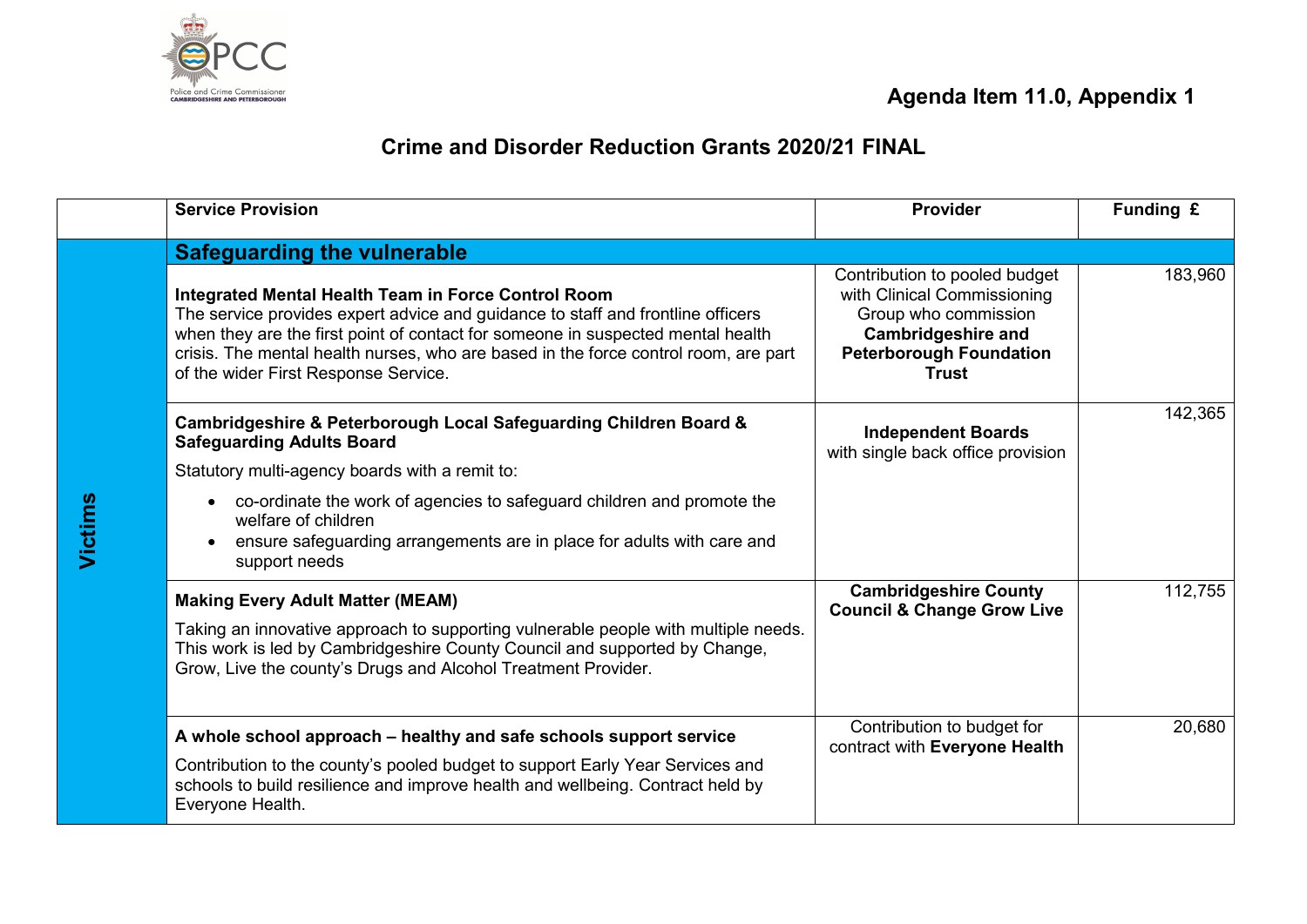Agenda Item 11.0, Appendix 1

# Crime and Disorder Reduction Grants 2020/21 FINAL

| | Service Provision | Provider | Funding £ |
|---|---|---|---|
| **Victims** | **Safeguarding the vulnerable** | | |
| | **Integrated Mental Health Team in Force Control Room**<br>The service provides expert advice and guidance to staff and frontline officers when they are the first point of contact for someone in suspected mental health crisis. The mental health nurses, who are based in the force control room, are part of the wider First Response Service. | Contribution to pooled budget with Clinical Commissioning Group who commission **Cambridgeshire and Peterborough Foundation Trust** | 183,960 |
| | **Cambridgeshire & Peterborough Local Safeguarding Children Board & Safeguarding Adults Board**<br>Statutory multi-agency boards with a remit to:<br>• co-ordinate the work of agencies to safeguard children and promote the welfare of children<br>• ensure safeguarding arrangements are in place for adults with care and support needs | **Independent Boards** with single back office provision | 142,365 |
| | **Making Every Adult Matter (MEAM)**<br>Taking an innovative approach to supporting vulnerable people with multiple needs. This work is led by Cambridgeshire County Council and supported by Change, Grow, Live the county's Drugs and Alcohol Treatment Provider. | **Cambridgeshire County Council & Change Grow Live** | 112,755 |
| | **A whole school approach – healthy and safe schools support service**<br>Contribution to the county's pooled budget to support Early Year Services and schools to build resilience and improve health and wellbeing. Contract held by Everyone Health. | Contribution to budget for contract with **Everyone Health** | 20,680 |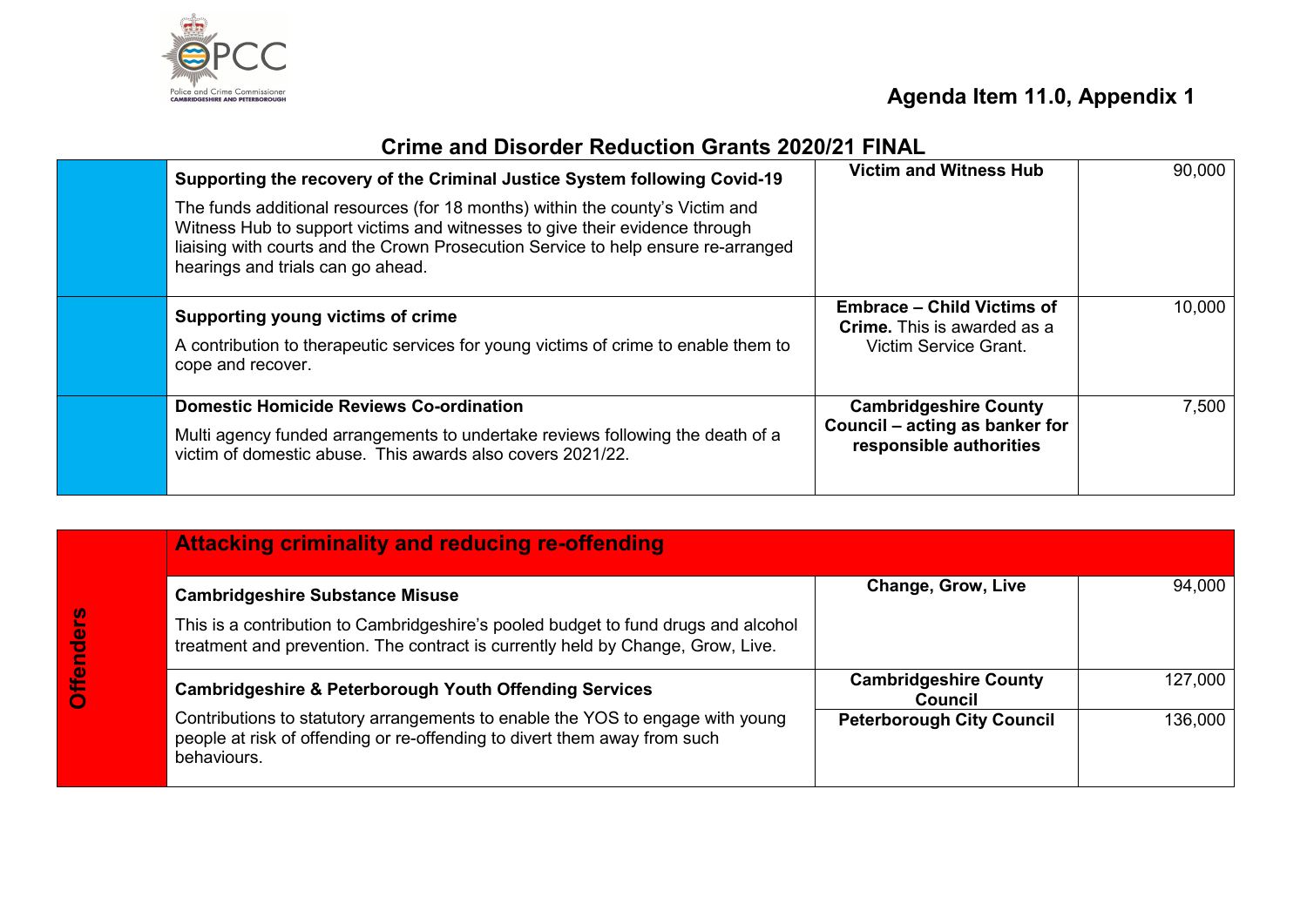Agenda Item 11.0, Appendix 1

## Crime and Disorder Reduction Grants 2020/21 FINAL

| | | | |
|---|---|---|---|
| | **Supporting the recovery of the Criminal Justice System following Covid-19**<br><br>The funds additional resources (for 18 months) within the county's Victim and Witness Hub to support victims and witnesses to give their evidence through liaising with courts and the Crown Prosecution Service to help ensure re-arranged hearings and trials can go ahead. | **Victim and Witness Hub** | 90,000 |
| | **Supporting young victims of crime**<br><br>A contribution to therapeutic services for young victims of crime to enable them to cope and recover. | **Embrace – Child Victims of Crime.** This is awarded as a Victim Service Grant. | 10,000 |
| | **Domestic Homicide Reviews Co-ordination**<br><br>Multi agency funded arrangements to undertake reviews following the death of a victim of domestic abuse. This awards also covers 2021/22. | **Cambridgeshire County Council – acting as banker for responsible authorities** | 7,500 |

| | | | |
|---|---|---|---|
| **Offenders** | **Attacking criminality and reducing re-offending** | | |
| | **Cambridgeshire Substance Misuse**<br><br>This is a contribution to Cambridgeshire's pooled budget to fund drugs and alcohol treatment and prevention. The contract is currently held by Change, Grow, Live. | **Change, Grow, Live** | 94,000 |
| | **Cambridgeshire & Peterborough Youth Offending Services**<br><br>Contributions to statutory arrangements to enable the YOS to engage with young people at risk of offending or re-offending to divert them away from such behaviours. | **Cambridgeshire County Council** | 127,000 |
| | | **Peterborough City Council** | 136,000 |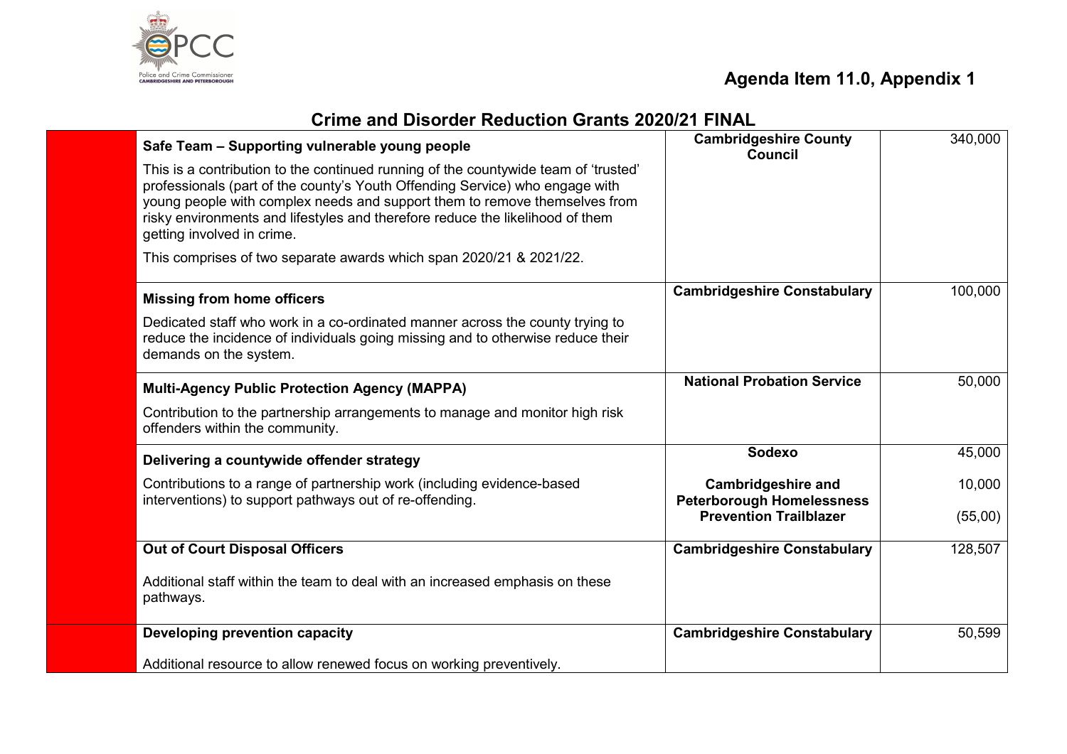# Agenda Item 11.0, Appendix 1

## Crime and Disorder Reduction Grants 2020/21 FINAL

| | | | |
|---|---|---|---|
| | **Safe Team – Supporting vulnerable young people**<br><br>This is a contribution to the continued running of the countywide team of 'trusted' professionals (part of the county's Youth Offending Service) who engage with young people with complex needs and support them to remove themselves from risky environments and lifestyles and therefore reduce the likelihood of them getting involved in crime.<br><br>This comprises of two separate awards which span 2020/21 & 2021/22. | **Cambridgeshire County Council** | 340,000 |
| | **Missing from home officers**<br><br>Dedicated staff who work in a co-ordinated manner across the county trying to reduce the incidence of individuals going missing and to otherwise reduce their demands on the system. | **Cambridgeshire Constabulary** | 100,000 |
| | **Multi-Agency Public Protection Agency (MAPPA)**<br><br>Contribution to the partnership arrangements to manage and monitor high risk offenders within the community. | **National Probation Service** | 50,000 |
| | **Delivering a countywide offender strategy**<br><br>Contributions to a range of partnership work (including evidence-based interventions) to support pathways out of re-offending. | **Sodexo**<br><br>**Cambridgeshire and Peterborough Homelessness Prevention Trailblazer** | 45,000<br><br>10,000<br><br>(55,00) |
| | **Out of Court Disposal Officers**<br><br>Additional staff within the team to deal with an increased emphasis on these pathways. | **Cambridgeshire Constabulary** | 128,507 |
| | **Developing prevention capacity**<br><br>Additional resource to allow renewed focus on working preventively. | **Cambridgeshire Constabulary** | 50,599 |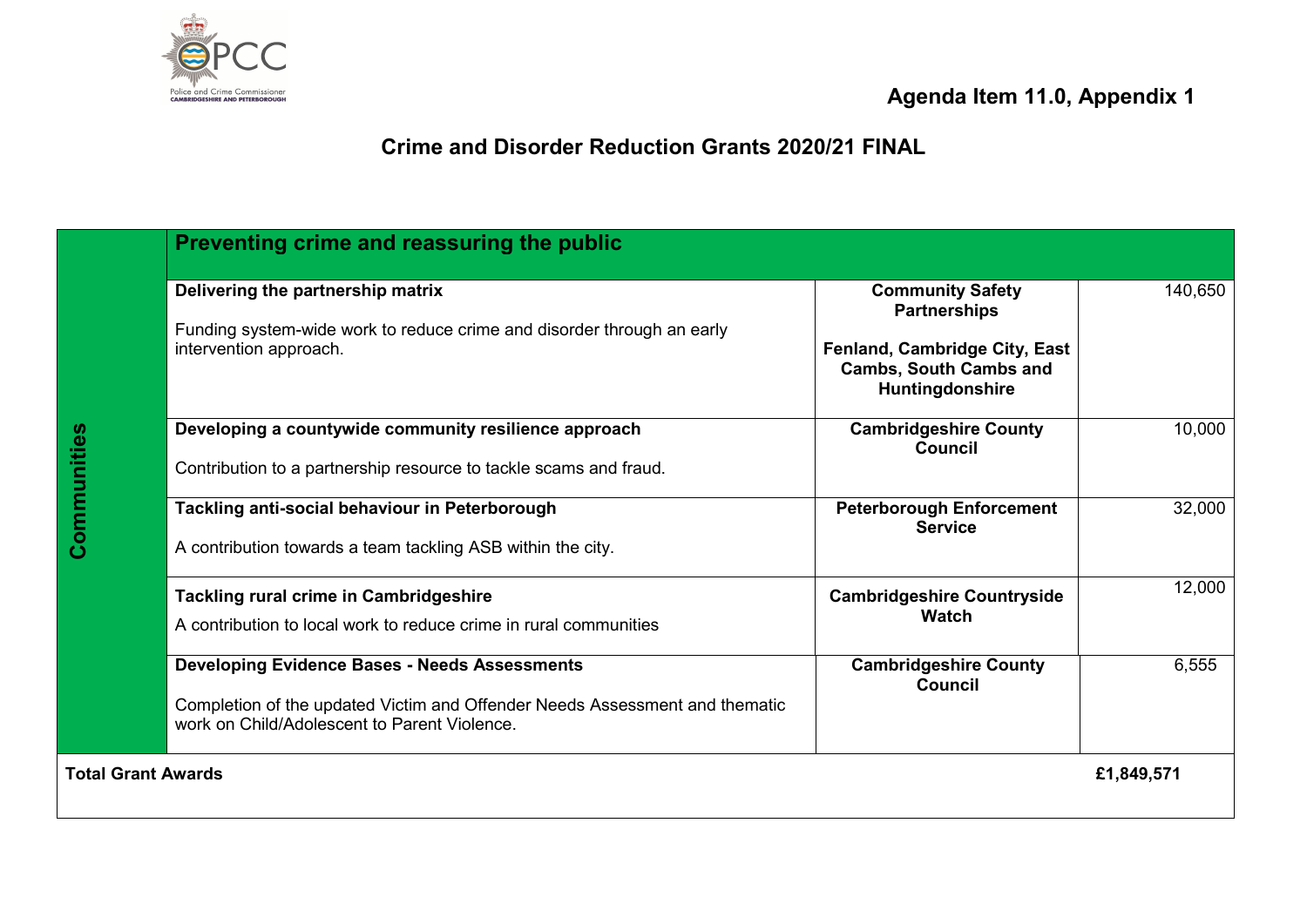**Agenda Item 11.0, Appendix 1**

## Crime and Disorder Reduction Grants 2020/21 FINAL

| | | | |
|---|---|---|---|
| **Communities** | **Preventing crime and reassuring the public** | | |
| | **Delivering the partnership matrix**<br><br>Funding system-wide work to reduce crime and disorder through an early intervention approach. | **Community Safety Partnerships**<br><br>**Fenland, Cambridge City, East Cambs, South Cambs and Huntingdonshire** | 140,650 |
| | **Developing a countywide community resilience approach**<br><br>Contribution to a partnership resource to tackle scams and fraud. | **Cambridgeshire County Council** | 10,000 |
| | **Tackling anti-social behaviour in Peterborough**<br><br>A contribution towards a team tackling ASB within the city. | **Peterborough Enforcement Service** | 32,000 |
| | **Tackling rural crime in Cambridgeshire**<br><br>A contribution to local work to reduce crime in rural communities | **Cambridgeshire Countryside Watch** | 12,000 |
| | **Developing Evidence Bases - Needs Assessments**<br><br>Completion of the updated Victim and Offender Needs Assessment and thematic work on Child/Adolescent to Parent Violence. | **Cambridgeshire County Council** | 6,555 |
| **Total Grant Awards** | | | **£1,849,571** |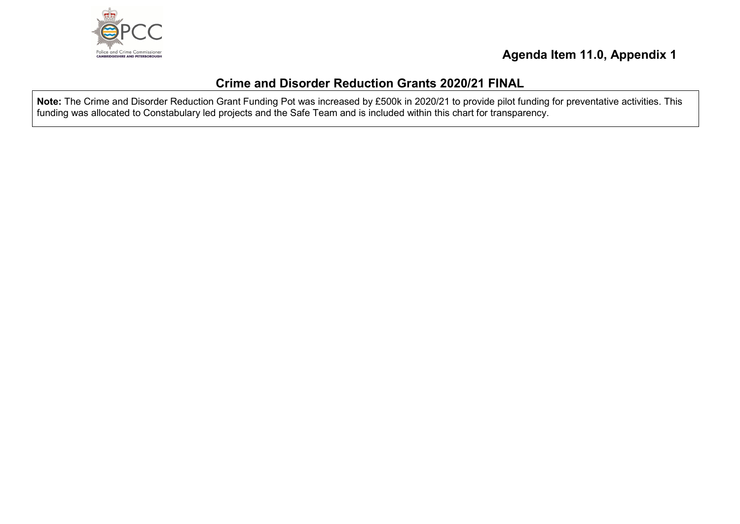**Agenda Item 11.0, Appendix 1**

# Crime and Disorder Reduction Grants 2020/21 FINAL

**Note:** The Crime and Disorder Reduction Grant Funding Pot was increased by £500k in 2020/21 to provide pilot funding for preventative activities. This funding was allocated to Constabulary led projects and the Safe Team and is included within this chart for transparency.